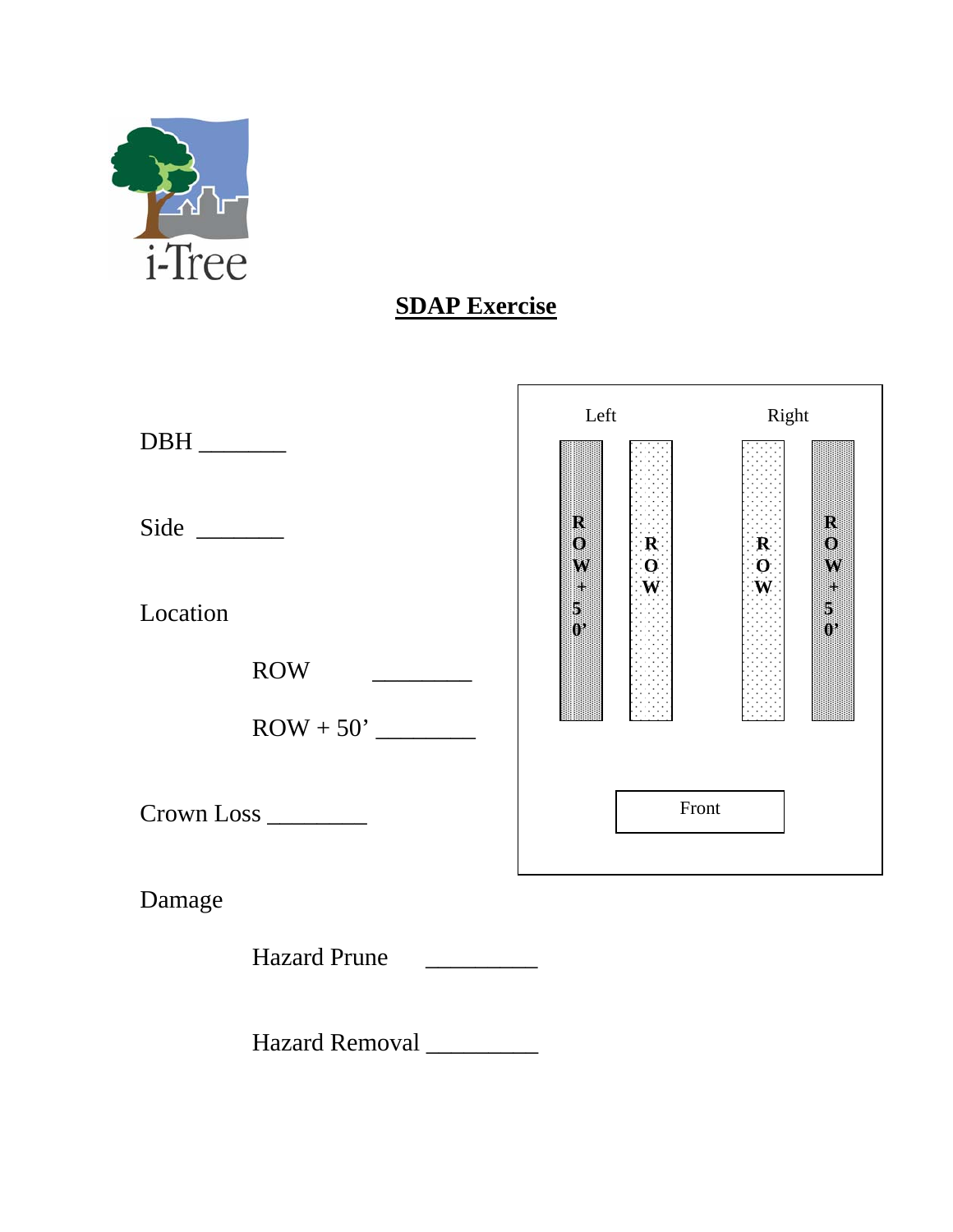# SDAP Exercise

DBH _______

Side _______

Location

ROW ________

ROW + 50’ ________

Crown Loss ________

Damage

Hazard Prune _________

Hazard Removal _________

Left

Right

ROW + 50’

ROW

ROW

ROW + 50’

Front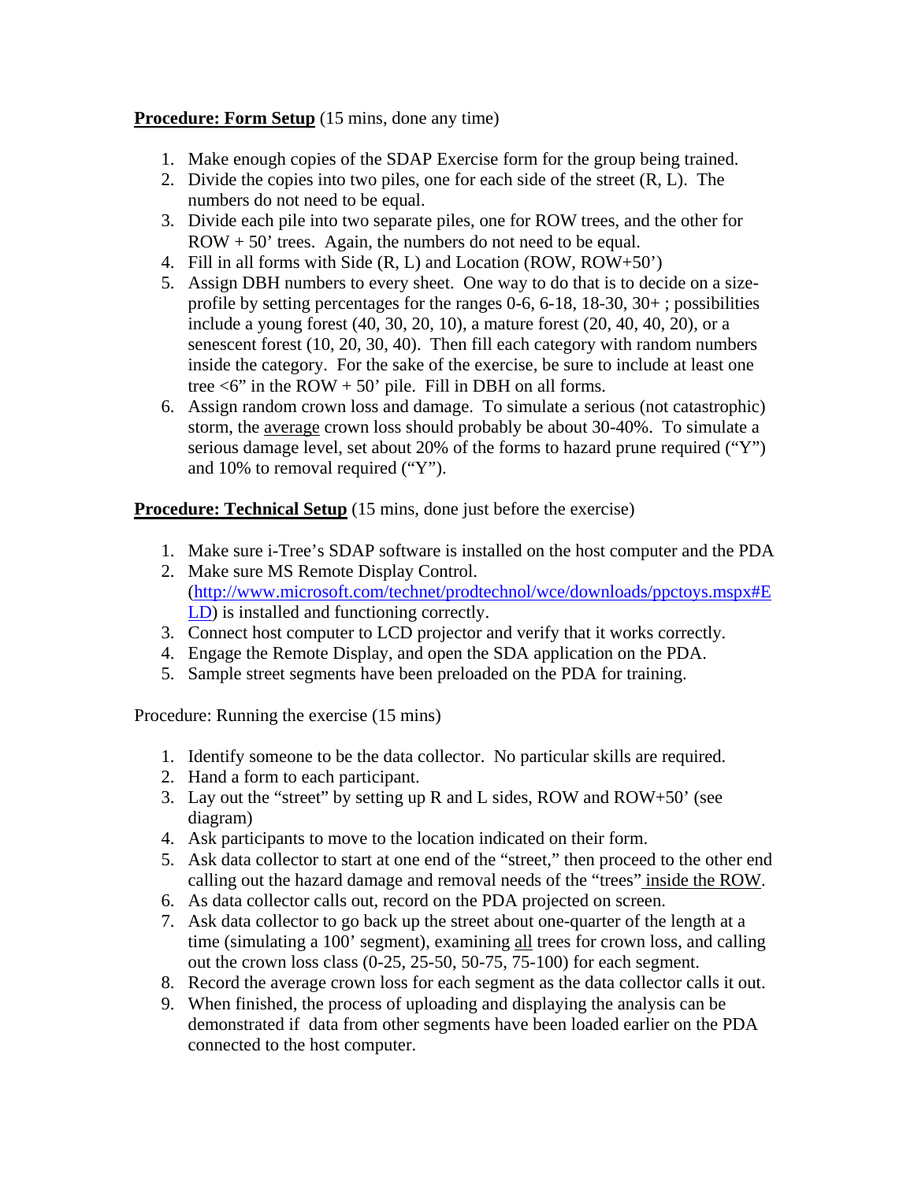**<u>Procedure: Form Setup</u>** (15 mins, done any time)

1. Make enough copies of the SDAP Exercise form for the group being trained.
2. Divide the copies into two piles, one for each side of the street (R, L). The numbers do not need to be equal.
3. Divide each pile into two separate piles, one for ROW trees, and the other for ROW + 50' trees. Again, the numbers do not need to be equal.
4. Fill in all forms with Side (R, L) and Location (ROW, ROW+50')
5. Assign DBH numbers to every sheet. One way to do that is to decide on a size-profile by setting percentages for the ranges 0-6, 6-18, 18-30, 30+ ; possibilities include a young forest (40, 30, 20, 10), a mature forest (20, 40, 40, 20), or a senescent forest (10, 20, 30, 40). Then fill each category with random numbers inside the category. For the sake of the exercise, be sure to include at least one tree <6" in the ROW + 50' pile. Fill in DBH on all forms.
6. Assign random crown loss and damage. To simulate a serious (not catastrophic) storm, the <u>average</u> crown loss should probably be about 30-40%. To simulate a serious damage level, set about 20% of the forms to hazard prune required ("Y") and 10% to removal required ("Y").

**<u>Procedure: Technical Setup</u>** (15 mins, done just before the exercise)

1. Make sure i-Tree's SDAP software is installed on the host computer and the PDA
2. Make sure MS Remote Display Control. (http://www.microsoft.com/technet/prodtechnol/wce/downloads/ppctoys.mspx#ELD) is installed and functioning correctly.
3. Connect host computer to LCD projector and verify that it works correctly.
4. Engage the Remote Display, and open the SDA application on the PDA.
5. Sample street segments have been preloaded on the PDA for training.

Procedure: Running the exercise (15 mins)

1. Identify someone to be the data collector. No particular skills are required.
2. Hand a form to each participant.
3. Lay out the "street" by setting up R and L sides, ROW and ROW+50' (see diagram)
4. Ask participants to move to the location indicated on their form.
5. Ask data collector to start at one end of the "street," then proceed to the other end calling out the hazard damage and removal needs of the "trees" <u>inside the ROW</u>.
6. As data collector calls out, record on the PDA projected on screen.
7. Ask data collector to go back up the street about one-quarter of the length at a time (simulating a 100' segment), examining <u>all</u> trees for crown loss, and calling out the crown loss class (0-25, 25-50, 50-75, 75-100) for each segment.
8. Record the average crown loss for each segment as the data collector calls it out.
9. When finished, the process of uploading and displaying the analysis can be demonstrated if data from other segments have been loaded earlier on the PDA connected to the host computer.